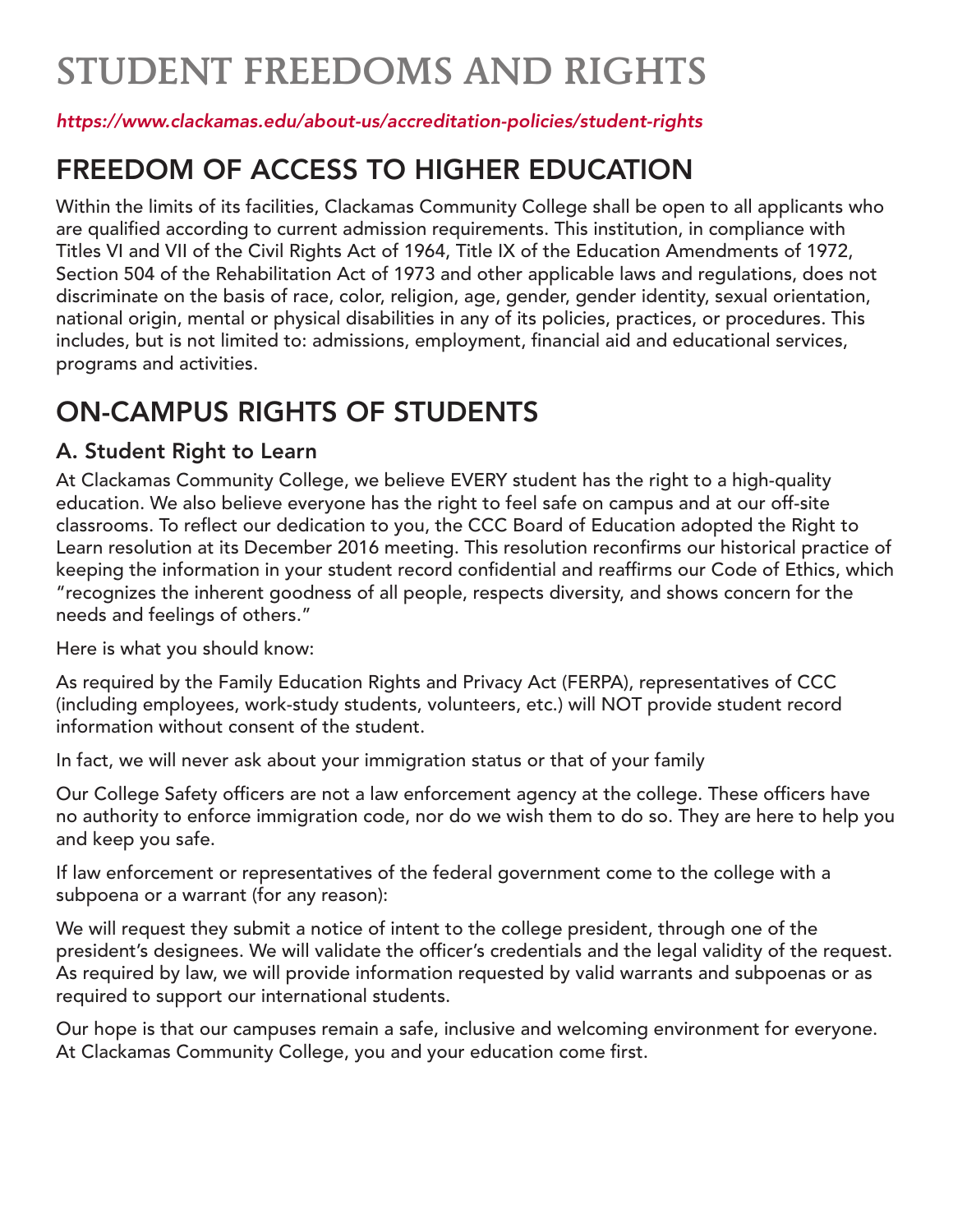# STUDENT FREEDOMS AND RIGHTS

*https://www.clackamas.edu/about-us/accreditation-policies/student-rights*

## FREEDOM OF ACCESS TO HIGHER EDUCATION

Within the limits of its facilities, Clackamas Community College shall be open to all applicants who are qualified according to current admission requirements. This institution, in compliance with Titles VI and VII of the Civil Rights Act of 1964, Title IX of the Education Amendments of 1972, Section 504 of the Rehabilitation Act of 1973 and other applicable laws and regulations, does not discriminate on the basis of race, color, religion, age, gender, gender identity, sexual orientation, national origin, mental or physical disabilities in any of its policies, practices, or procedures. This includes, but is not limited to: admissions, employment, financial aid and educational services, programs and activities.

## ON-CAMPUS RIGHTS OF STUDENTS

### A. Student Right to Learn

At Clackamas Community College, we believe EVERY student has the right to a high-quality education. We also believe everyone has the right to feel safe on campus and at our off-site classrooms. To reflect our dedication to you, the CCC Board of Education adopted the Right to Learn resolution at its December 2016 meeting. This resolution reconfirms our historical practice of keeping the information in your student record confidential and reaffirms our Code of Ethics, which "recognizes the inherent goodness of all people, respects diversity, and shows concern for the needs and feelings of others."

Here is what you should know:

As required by the Family Education Rights and Privacy Act (FERPA), representatives of CCC (including employees, work-study students, volunteers, etc.) will NOT provide student record information without consent of the student.

In fact, we will never ask about your immigration status or that of your family

Our College Safety officers are not a law enforcement agency at the college. These officers have no authority to enforce immigration code, nor do we wish them to do so. They are here to help you and keep you safe.

If law enforcement or representatives of the federal government come to the college with a subpoena or a warrant (for any reason):

We will request they submit a notice of intent to the college president, through one of the president's designees. We will validate the officer's credentials and the legal validity of the request. As required by law, we will provide information requested by valid warrants and subpoenas or as required to support our international students.

Our hope is that our campuses remain a safe, inclusive and welcoming environment for everyone. At Clackamas Community College, you and your education come first.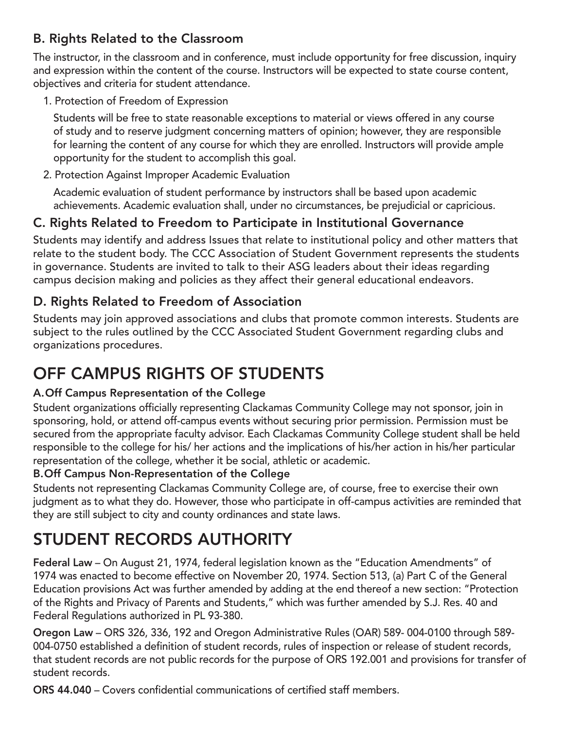### B. Rights Related to the Classroom

The instructor, in the classroom and in conference, must include opportunity for free discussion, inquiry and expression within the content of the course. Instructors will be expected to state course content, objectives and criteria for student attendance.

1. Protection of Freedom of Expression

   Students will be free to state reasonable exceptions to material or views offered in any course of study and to reserve judgment concerning matters of opinion; however, they are responsible for learning the content of any course for which they are enrolled. Instructors will provide ample opportunity for the student to accomplish this goal.

2. Protection Against Improper Academic Evaluation

   Academic evaluation of student performance by instructors shall be based upon academic achievements. Academic evaluation shall, under no circumstances, be prejudicial or capricious.

### C. Rights Related to Freedom to Participate in Institutional Governance

Students may identify and address Issues that relate to institutional policy and other matters that relate to the student body. The CCC Association of Student Government represents the students in governance. Students are invited to talk to their ASG leaders about their ideas regarding campus decision making and policies as they affect their general educational endeavors.

### D. Rights Related to Freedom of Association

Students may join approved associations and clubs that promote common interests. Students are subject to the rules outlined by the CCC Associated Student Government regarding clubs and organizations procedures.

## OFF CAMPUS RIGHTS OF STUDENTS

**A. Off Campus Representation of the College**

Student organizations officially representing Clackamas Community College may not sponsor, join in sponsoring, hold, or attend off-campus events without securing prior permission. Permission must be secured from the appropriate faculty advisor. Each Clackamas Community College student shall be held responsible to the college for his/ her actions and the implications of his/her action in his/her particular representation of the college, whether it be social, athletic or academic.

**B. Off Campus Non-Representation of the College**

Students not representing Clackamas Community College are, of course, free to exercise their own judgment as to what they do. However, those who participate in off-campus activities are reminded that they are still subject to city and county ordinances and state laws.

## STUDENT RECORDS AUTHORITY

**Federal Law** – On August 21, 1974, federal legislation known as the "Education Amendments" of 1974 was enacted to become effective on November 20, 1974. Section 513, (a) Part C of the General Education provisions Act was further amended by adding at the end thereof a new section: "Protection of the Rights and Privacy of Parents and Students," which was further amended by S.J. Res. 40 and Federal Regulations authorized in PL 93-380.

**Oregon Law** – ORS 326, 336, 192 and Oregon Administrative Rules (OAR) 589- 004-0100 through 589-004-0750 established a definition of student records, rules of inspection or release of student records, that student records are not public records for the purpose of ORS 192.001 and provisions for transfer of student records.

**ORS 44.040** – Covers confidential communications of certified staff members.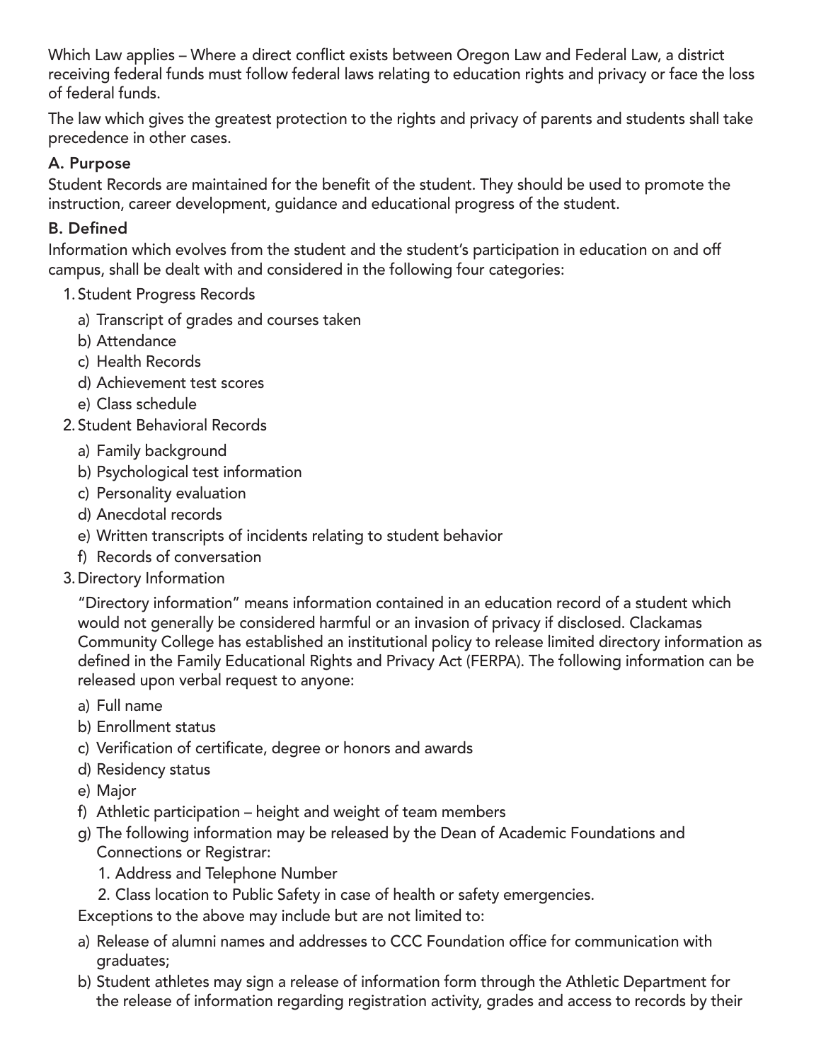Which Law applies – Where a direct conflict exists between Oregon Law and Federal Law, a district receiving federal funds must follow federal laws relating to education rights and privacy or face the loss of federal funds.

The law which gives the greatest protection to the rights and privacy of parents and students shall take precedence in other cases.

### A. Purpose

Student Records are maintained for the benefit of the student. They should be used to promote the instruction, career development, guidance and educational progress of the student.

### B. Defined

Information which evolves from the student and the student's participation in education on and off campus, shall be dealt with and considered in the following four categories:

1. Student Progress Records
   a) Transcript of grades and courses taken
   b) Attendance
   c) Health Records
   d) Achievement test scores
   e) Class schedule
2. Student Behavioral Records
   a) Family background
   b) Psychological test information
   c) Personality evaluation
   d) Anecdotal records
   e) Written transcripts of incidents relating to student behavior
   f) Records of conversation
3. Directory Information

   "Directory information" means information contained in an education record of a student which would not generally be considered harmful or an invasion of privacy if disclosed. Clackamas Community College has established an institutional policy to release limited directory information as defined in the Family Educational Rights and Privacy Act (FERPA). The following information can be released upon verbal request to anyone:

   a) Full name
   b) Enrollment status
   c) Verification of certificate, degree or honors and awards
   d) Residency status
   e) Major
   f) Athletic participation – height and weight of team members
   g) The following information may be released by the Dean of Academic Foundations and Connections or Registrar:
      1. Address and Telephone Number
      2. Class location to Public Safety in case of health or safety emergencies.

   Exceptions to the above may include but are not limited to:

   a) Release of alumni names and addresses to CCC Foundation office for communication with graduates;
   b) Student athletes may sign a release of information form through the Athletic Department for the release of information regarding registration activity, grades and access to records by their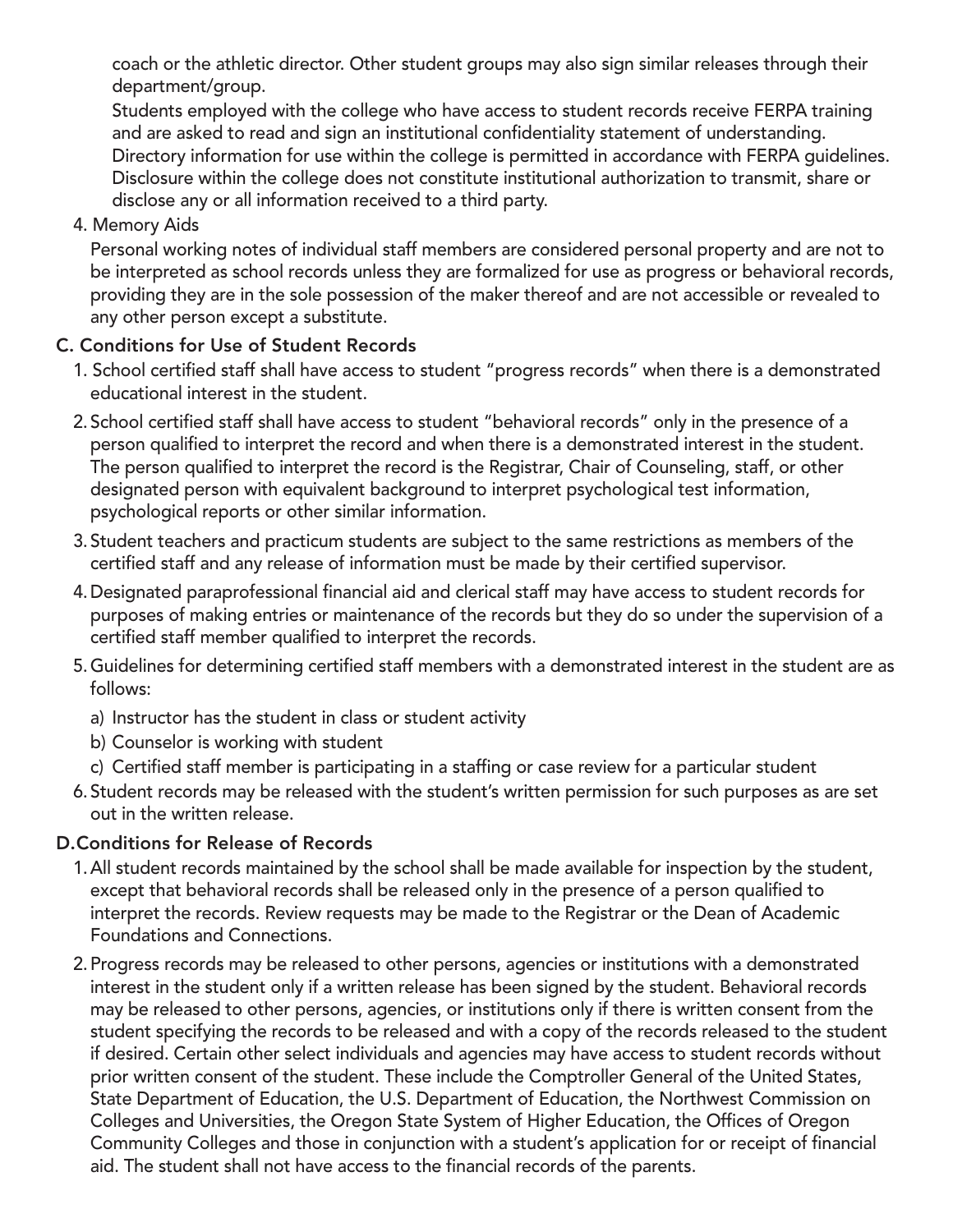coach or the athletic director. Other student groups may also sign similar releases through their department/group.

Students employed with the college who have access to student records receive FERPA training and are asked to read and sign an institutional confidentiality statement of understanding. Directory information for use within the college is permitted in accordance with FERPA guidelines. Disclosure within the college does not constitute institutional authorization to transmit, share or disclose any or all information received to a third party.

4. Memory Aids

   Personal working notes of individual staff members are considered personal property and are not to be interpreted as school records unless they are formalized for use as progress or behavioral records, providing they are in the sole possession of the maker thereof and are not accessible or revealed to any other person except a substitute.

**C. Conditions for Use of Student Records**

1. School certified staff shall have access to student "progress records" when there is a demonstrated educational interest in the student.
2. School certified staff shall have access to student "behavioral records" only in the presence of a person qualified to interpret the record and when there is a demonstrated interest in the student. The person qualified to interpret the record is the Registrar, Chair of Counseling, staff, or other designated person with equivalent background to interpret psychological test information, psychological reports or other similar information.
3. Student teachers and practicum students are subject to the same restrictions as members of the certified staff and any release of information must be made by their certified supervisor.
4. Designated paraprofessional financial aid and clerical staff may have access to student records for purposes of making entries or maintenance of the records but they do so under the supervision of a certified staff member qualified to interpret the records.
5. Guidelines for determining certified staff members with a demonstrated interest in the student are as follows:
   a) Instructor has the student in class or student activity
   b) Counselor is working with student
   c) Certified staff member is participating in a staffing or case review for a particular student
6. Student records may be released with the student's written permission for such purposes as are set out in the written release.

**D. Conditions for Release of Records**

1. All student records maintained by the school shall be made available for inspection by the student, except that behavioral records shall be released only in the presence of a person qualified to interpret the records. Review requests may be made to the Registrar or the Dean of Academic Foundations and Connections.
2. Progress records may be released to other persons, agencies or institutions with a demonstrated interest in the student only if a written release has been signed by the student. Behavioral records may be released to other persons, agencies, or institutions only if there is written consent from the student specifying the records to be released and with a copy of the records released to the student if desired. Certain other select individuals and agencies may have access to student records without prior written consent of the student. These include the Comptroller General of the United States, State Department of Education, the U.S. Department of Education, the Northwest Commission on Colleges and Universities, the Oregon State System of Higher Education, the Offices of Oregon Community Colleges and those in conjunction with a student's application for or receipt of financial aid. The student shall not have access to the financial records of the parents.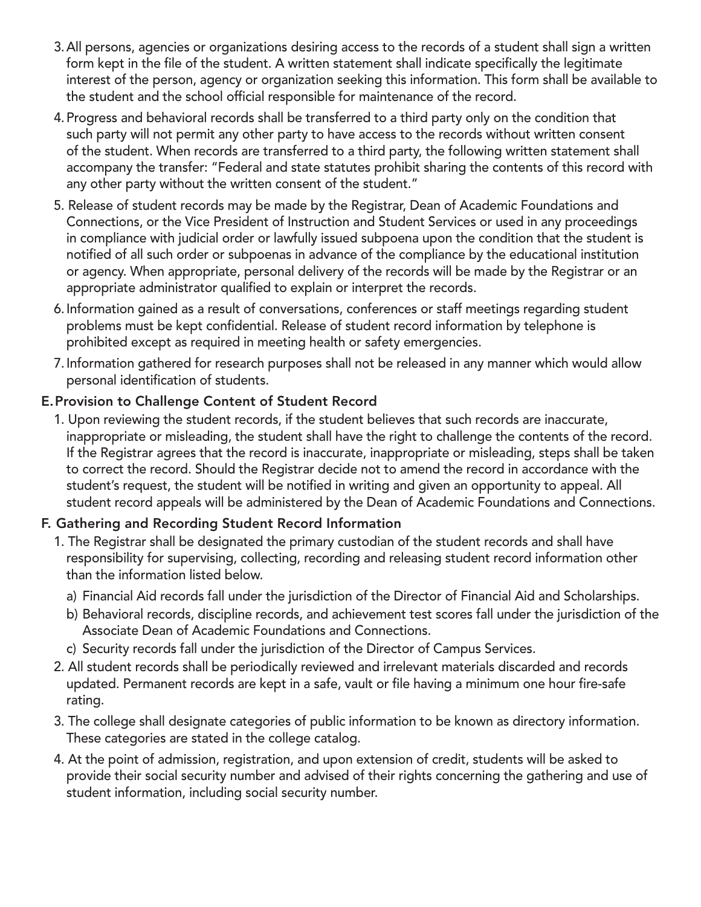3. All persons, agencies or organizations desiring access to the records of a student shall sign a written form kept in the file of the student. A written statement shall indicate specifically the legitimate interest of the person, agency or organization seeking this information. This form shall be available to the student and the school official responsible for maintenance of the record.
4. Progress and behavioral records shall be transferred to a third party only on the condition that such party will not permit any other party to have access to the records without written consent of the student. When records are transferred to a third party, the following written statement shall accompany the transfer: "Federal and state statutes prohibit sharing the contents of this record with any other party without the written consent of the student."
5. Release of student records may be made by the Registrar, Dean of Academic Foundations and Connections, or the Vice President of Instruction and Student Services or used in any proceedings in compliance with judicial order or lawfully issued subpoena upon the condition that the student is notified of all such order or subpoenas in advance of the compliance by the educational institution or agency. When appropriate, personal delivery of the records will be made by the Registrar or an appropriate administrator qualified to explain or interpret the records.
6. Information gained as a result of conversations, conferences or staff meetings regarding student problems must be kept confidential. Release of student record information by telephone is prohibited except as required in meeting health or safety emergencies.
7. Information gathered for research purposes shall not be released in any manner which would allow personal identification of students.

### E. Provision to Challenge Content of Student Record

1. Upon reviewing the student records, if the student believes that such records are inaccurate, inappropriate or misleading, the student shall have the right to challenge the contents of the record. If the Registrar agrees that the record is inaccurate, inappropriate or misleading, steps shall be taken to correct the record. Should the Registrar decide not to amend the record in accordance with the student's request, the student will be notified in writing and given an opportunity to appeal. All student record appeals will be administered by the Dean of Academic Foundations and Connections.

### F. Gathering and Recording Student Record Information

1. The Registrar shall be designated the primary custodian of the student records and shall have responsibility for supervising, collecting, recording and releasing student record information other than the information listed below.
   a) Financial Aid records fall under the jurisdiction of the Director of Financial Aid and Scholarships.
   b) Behavioral records, discipline records, and achievement test scores fall under the jurisdiction of the Associate Dean of Academic Foundations and Connections.
   c) Security records fall under the jurisdiction of the Director of Campus Services.
2. All student records shall be periodically reviewed and irrelevant materials discarded and records updated. Permanent records are kept in a safe, vault or file having a minimum one hour fire-safe rating.
3. The college shall designate categories of public information to be known as directory information. These categories are stated in the college catalog.
4. At the point of admission, registration, and upon extension of credit, students will be asked to provide their social security number and advised of their rights concerning the gathering and use of student information, including social security number.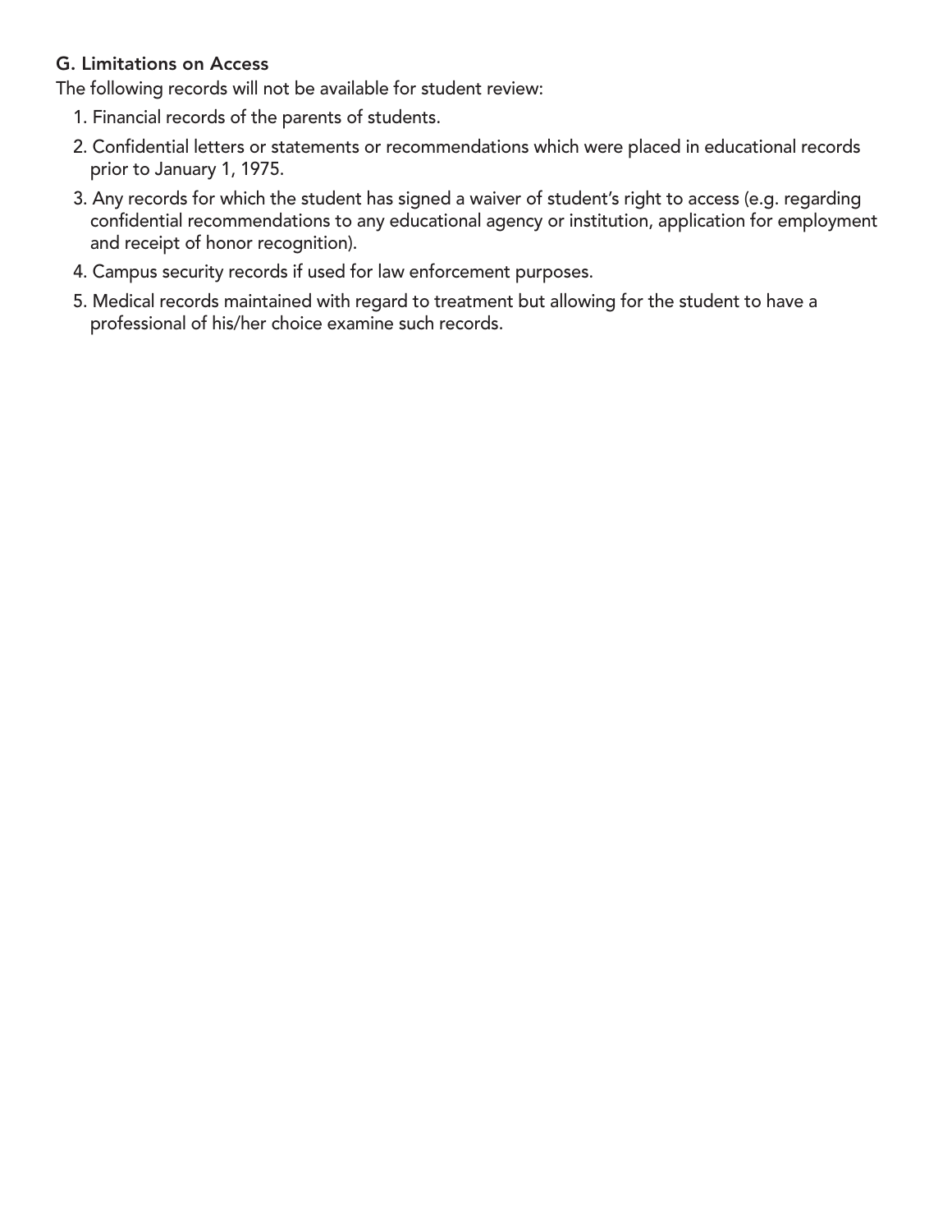### G. Limitations on Access

The following records will not be available for student review:

1. Financial records of the parents of students.
2. Confidential letters or statements or recommendations which were placed in educational records prior to January 1, 1975.
3. Any records for which the student has signed a waiver of student's right to access (e.g. regarding confidential recommendations to any educational agency or institution, application for employment and receipt of honor recognition).
4. Campus security records if used for law enforcement purposes.
5. Medical records maintained with regard to treatment but allowing for the student to have a professional of his/her choice examine such records.